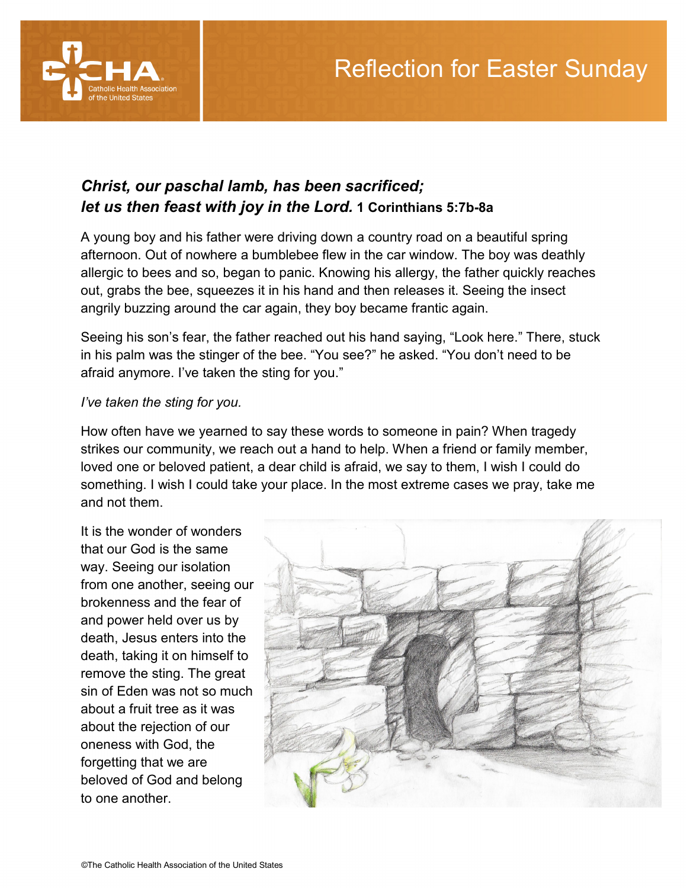# Reflection for Easter Sunday

***Christ, our paschal lamb, has been sacrificed; let us then feast with joy in the Lord.*** **1 Corinthians 5:7b-8a**

A young boy and his father were driving down a country road on a beautiful spring afternoon. Out of nowhere a bumblebee flew in the car window. The boy was deathly allergic to bees and so, began to panic. Knowing his allergy, the father quickly reaches out, grabs the bee, squeezes it in his hand and then releases it. Seeing the insect angrily buzzing around the car again, they boy became frantic again.

Seeing his son's fear, the father reached out his hand saying, "Look here." There, stuck in his palm was the stinger of the bee. "You see?" he asked. "You don't need to be afraid anymore. I've taken the sting for you."

*I've taken the sting for you.*

How often have we yearned to say these words to someone in pain? When tragedy strikes our community, we reach out a hand to help. When a friend or family member, loved one or beloved patient, a dear child is afraid, we say to them, I wish I could do something. I wish I could take your place. In the most extreme cases we pray, take me and not them.

It is the wonder of wonders that our God is the same way. Seeing our isolation from one another, seeing our brokenness and the fear of and power held over us by death, Jesus enters into the death, taking it on himself to remove the sting. The great sin of Eden was not so much about a fruit tree as it was about the rejection of our oneness with God, the forgetting that we are beloved of God and belong to one another.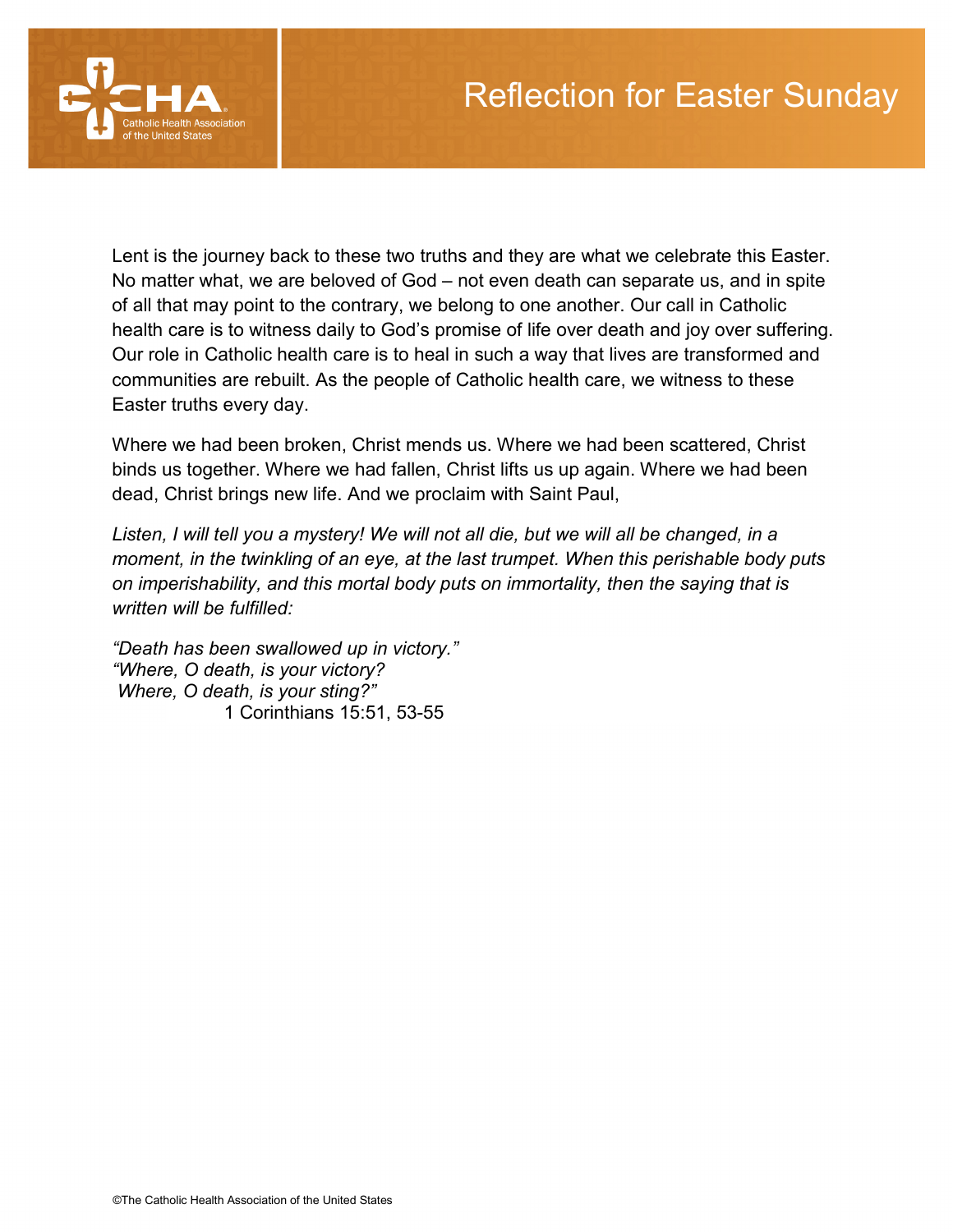# Reflection for Easter Sunday

Lent is the journey back to these two truths and they are what we celebrate this Easter. No matter what, we are beloved of God – not even death can separate us, and in spite of all that may point to the contrary, we belong to one another. Our call in Catholic health care is to witness daily to God's promise of life over death and joy over suffering. Our role in Catholic health care is to heal in such a way that lives are transformed and communities are rebuilt. As the people of Catholic health care, we witness to these Easter truths every day.

Where we had been broken, Christ mends us. Where we had been scattered, Christ binds us together. Where we had fallen, Christ lifts us up again. Where we had been dead, Christ brings new life. And we proclaim with Saint Paul,

*Listen, I will tell you a mystery! We will not all die, but we will all be changed, in a moment, in the twinkling of an eye, at the last trumpet. When this perishable body puts on imperishability, and this mortal body puts on immortality, then the saying that is written will be fulfilled:*

*"Death has been swallowed up in victory."*
*"Where, O death, is your victory?*
*Where, O death, is your sting?"*

1 Corinthians 15:51, 53-55

©The Catholic Health Association of the United States